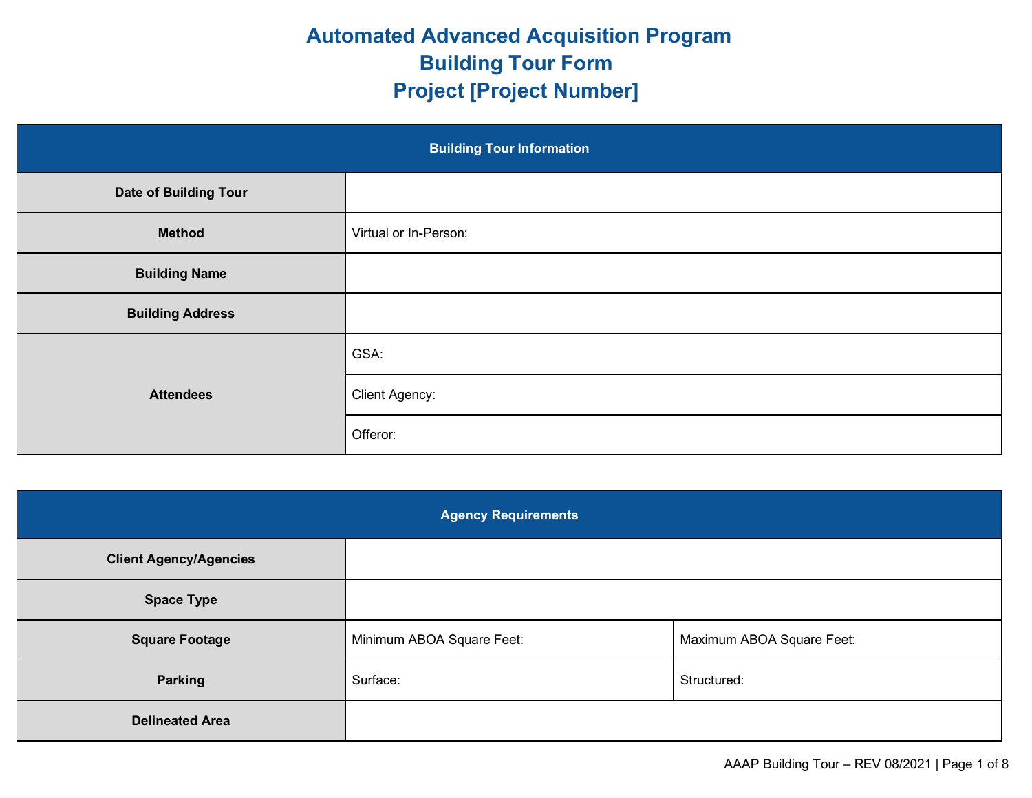# Automated Advanced Acquisition Program
# Building Tour Form
# Project [Project Number]

| Building Tour Information | |
|---|---|
| **Date of Building Tour** | |
| **Method** | Virtual or In-Person: |
| **Building Name** | |
| **Building Address** | |
| **Attendees** | GSA: |
| | Client Agency: |
| | Offeror: |

| Agency Requirements | | |
|---|---|---|
| **Client Agency/Agencies** | | |
| **Space Type** | | |
| **Square Footage** | Minimum ABOA Square Feet: | Maximum ABOA Square Feet: |
| **Parking** | Surface: | Structured: |
| **Delineated Area** | | |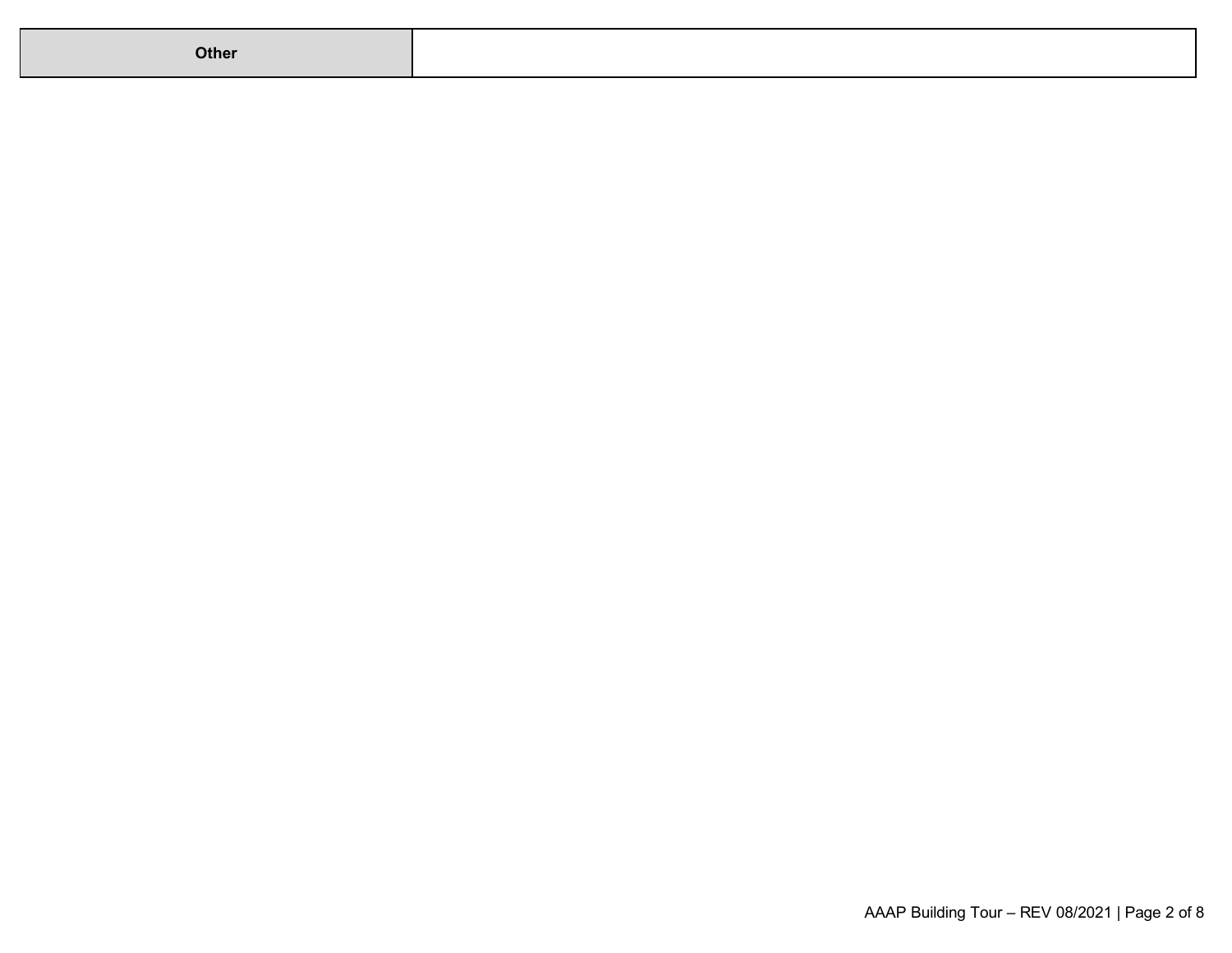| | |
|---|---|
| **Other** | |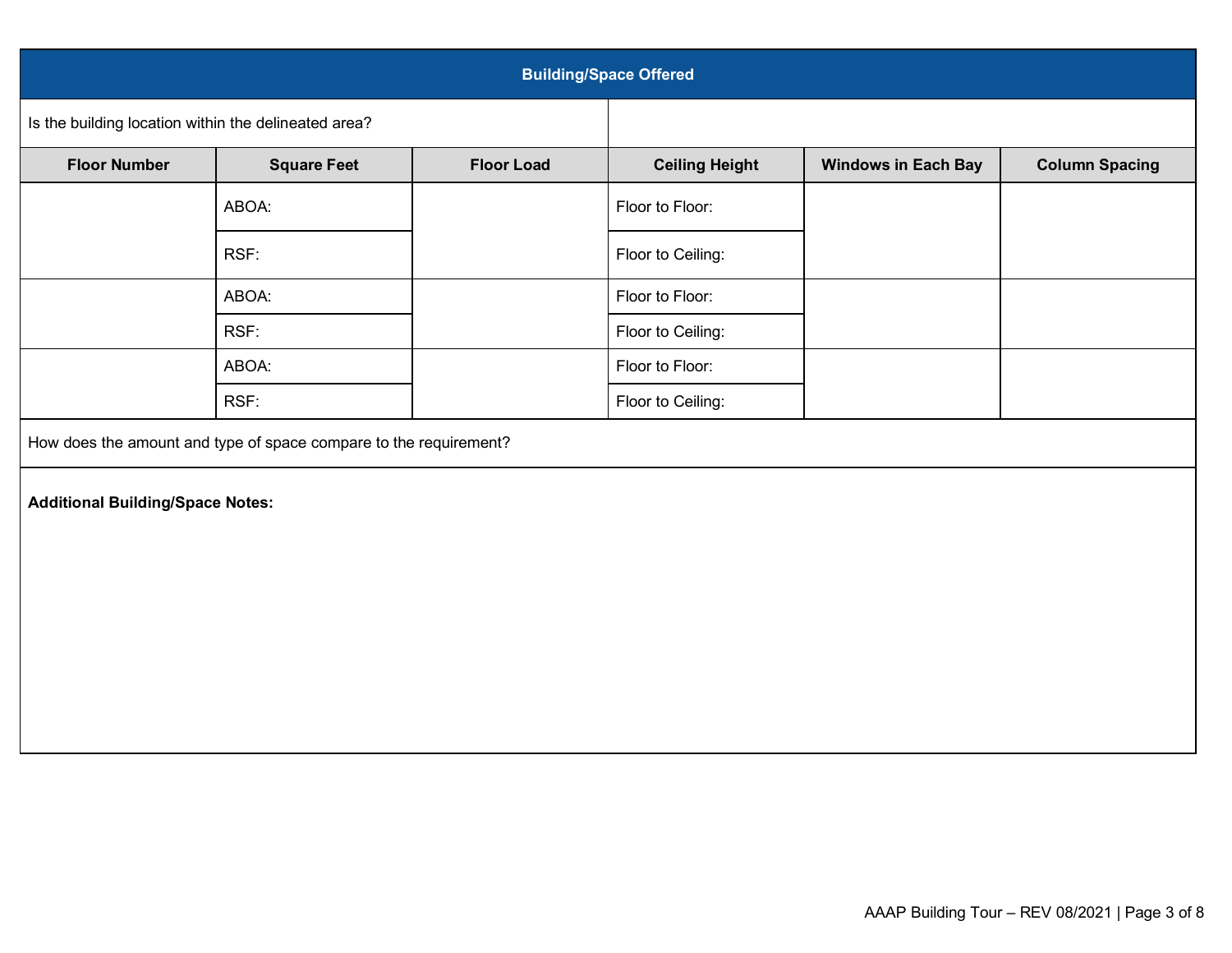## Building/Space Offered

| Is the building location within the delineated area? | |
|---|---|

| Floor Number | Square Feet | Floor Load | Ceiling Height | Windows in Each Bay | Column Spacing |
|---|---|---|---|---|---|
| | ABOA: | | Floor to Floor: | | |
| | RSF: | | Floor to Ceiling: | | |
| | ABOA: | | Floor to Floor: | | |
| | RSF: | | Floor to Ceiling: | | |
| | ABOA: | | Floor to Floor: | | |
| | RSF: | | Floor to Ceiling: | | |

How does the amount and type of space compare to the requirement?

**Additional Building/Space Notes:**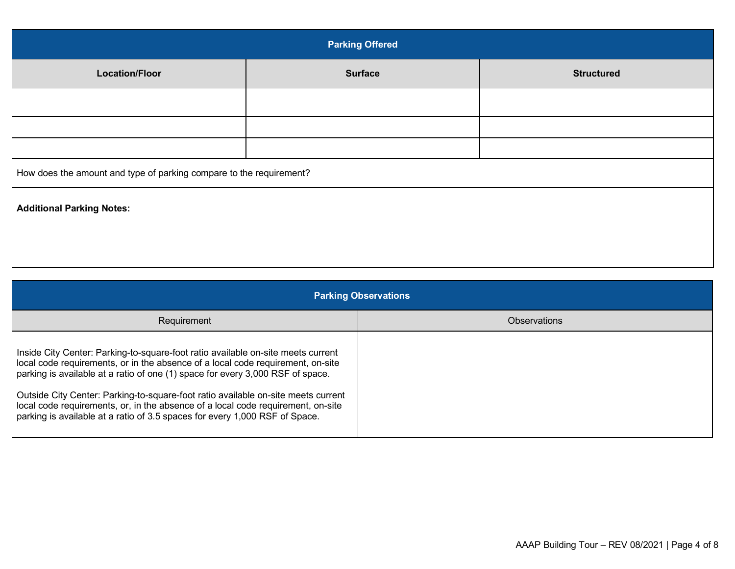## Parking Offered

| Location/Floor | Surface | Structured |
| --- | --- | --- |
| | | |
| | | |
| | | |

How does the amount and type of parking compare to the requirement?

**Additional Parking Notes:**

## Parking Observations

| Requirement | Observations |
| --- | --- |
| Inside City Center: Parking-to-square-foot ratio available on-site meets current local code requirements, or in the absence of a local code requirement, on-site parking is available at a ratio of one (1) space for every 3,000 RSF of space.<br><br>Outside City Center: Parking-to-square-foot ratio available on-site meets current local code requirements, or, in the absence of a local code requirement, on-site parking is available at a ratio of 3.5 spaces for every 1,000 RSF of Space. | |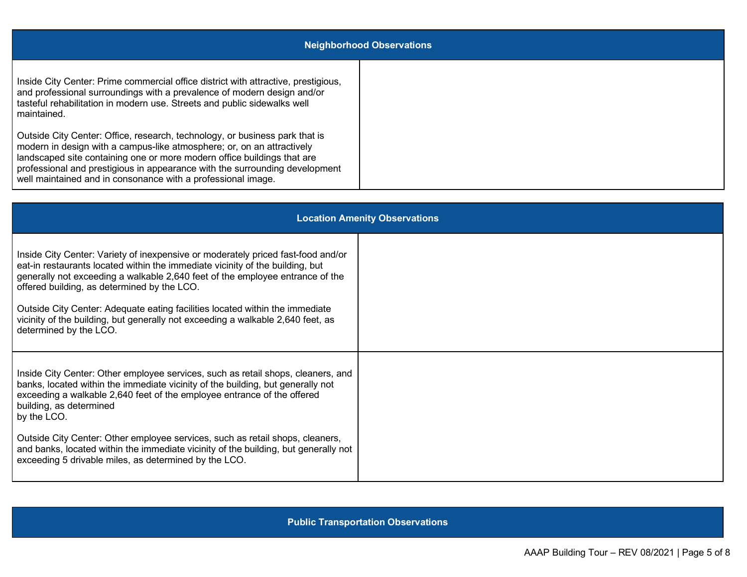| Neighborhood Observations | |
|---|---|
| Inside City Center: Prime commercial office district with attractive, prestigious, and professional surroundings with a prevalence of modern design and/or tasteful rehabilitation in modern use. Streets and public sidewalks well maintained.<br><br>Outside City Center: Office, research, technology, or business park that is modern in design with a campus-like atmosphere; or, on an attractively landscaped site containing one or more modern office buildings that are professional and prestigious in appearance with the surrounding development well maintained and in consonance with a professional image. | |

| Location Amenity Observations | |
|---|---|
| Inside City Center: Variety of inexpensive or moderately priced fast-food and/or eat-in restaurants located within the immediate vicinity of the building, but generally not exceeding a walkable 2,640 feet of the employee entrance of the offered building, as determined by the LCO.<br><br>Outside City Center: Adequate eating facilities located within the immediate vicinity of the building, but generally not exceeding a walkable 2,640 feet, as determined by the LCO. | |
| Inside City Center: Other employee services, such as retail shops, cleaners, and banks, located within the immediate vicinity of the building, but generally not exceeding a walkable 2,640 feet of the employee entrance of the offered building, as determined by the LCO.<br><br>Outside City Center: Other employee services, such as retail shops, cleaners, and banks, located within the immediate vicinity of the building, but generally not exceeding 5 drivable miles, as determined by the LCO. | |

| Public Transportation Observations |
|---|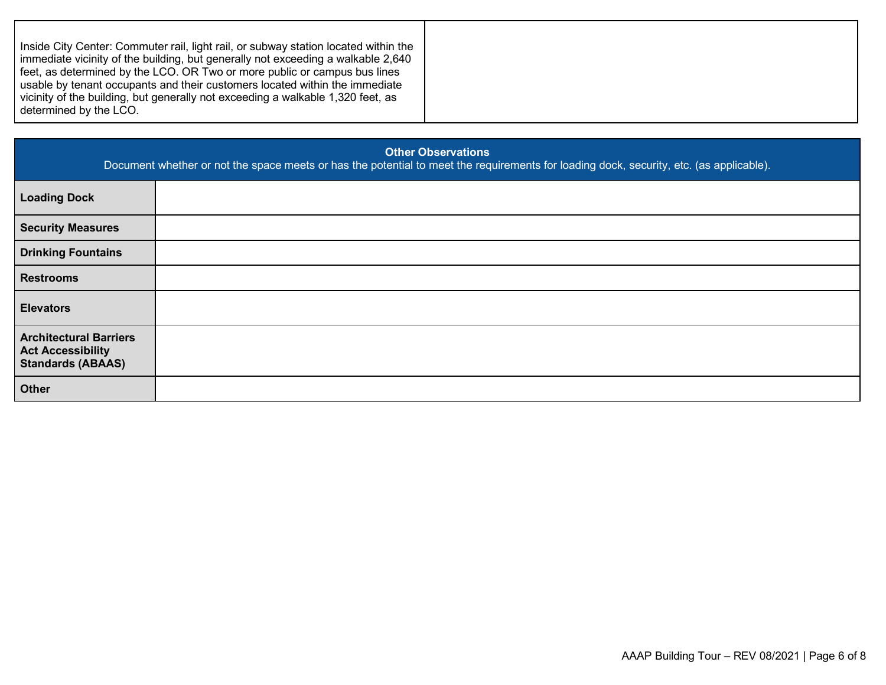| Inside City Center: Commuter rail, light rail, or subway station located within the immediate vicinity of the building, but generally not exceeding a walkable 2,640 feet, as determined by the LCO. OR Two or more public or campus bus lines usable by tenant occupants and their customers located within the immediate vicinity of the building, but generally not exceeding a walkable 1,320 feet, as determined by the LCO. | |
|---|---|

| **Other Observations**<br>Document whether or not the space meets or has the potential to meet the requirements for loading dock, security, etc. (as applicable). | |
|---|---|
| **Loading Dock** | |
| **Security Measures** | |
| **Drinking Fountains** | |
| **Restrooms** | |
| **Elevators** | |
| **Architectural Barriers Act Accessibility Standards (ABAAS)** | |
| **Other** | |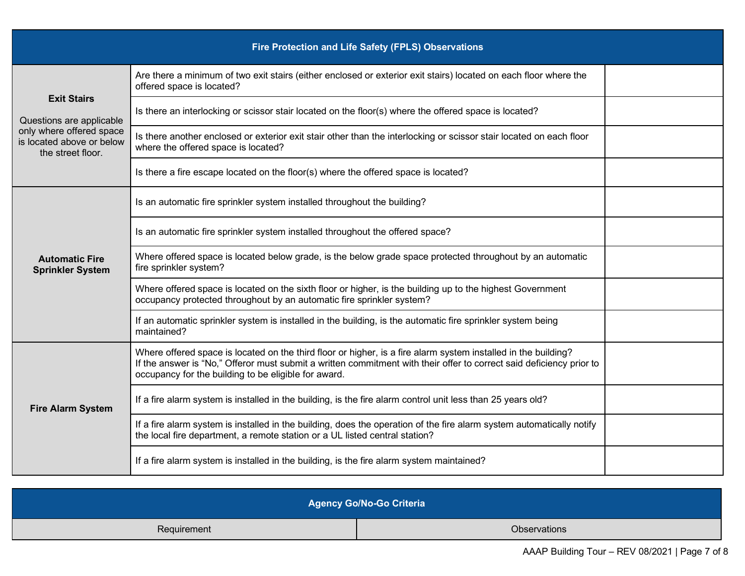| Fire Protection and Life Safety (FPLS) Observations | | |
|---|---|---|
| **Exit Stairs**<br><br>Questions are applicable only where offered space is located above or below the street floor. | Are there a minimum of two exit stairs (either enclosed or exterior exit stairs) located on each floor where the offered space is located? | |
| | Is there an interlocking or scissor stair located on the floor(s) where the offered space is located? | |
| | Is there another enclosed or exterior exit stair other than the interlocking or scissor stair located on each floor where the offered space is located? | |
| | Is there a fire escape located on the floor(s) where the offered space is located? | |
| **Automatic Fire Sprinkler System** | Is an automatic fire sprinkler system installed throughout the building? | |
| | Is an automatic fire sprinkler system installed throughout the offered space? | |
| | Where offered space is located below grade, is the below grade space protected throughout by an automatic fire sprinkler system? | |
| | Where offered space is located on the sixth floor or higher, is the building up to the highest Government occupancy protected throughout by an automatic fire sprinkler system? | |
| | If an automatic sprinkler system is installed in the building, is the automatic fire sprinkler system being maintained? | |
| **Fire Alarm System** | Where offered space is located on the third floor or higher, is a fire alarm system installed in the building? If the answer is "No," Offeror must submit a written commitment with their offer to correct said deficiency prior to occupancy for the building to be eligible for award. | |
| | If a fire alarm system is installed in the building, is the fire alarm control unit less than 25 years old? | |
| | If a fire alarm system is installed in the building, does the operation of the fire alarm system automatically notify the local fire department, a remote station or a UL listed central station? | |
| | If a fire alarm system is installed in the building, is the fire alarm system maintained? | |

| Agency Go/No-Go Criteria | |
|---|---|
| Requirement | Observations |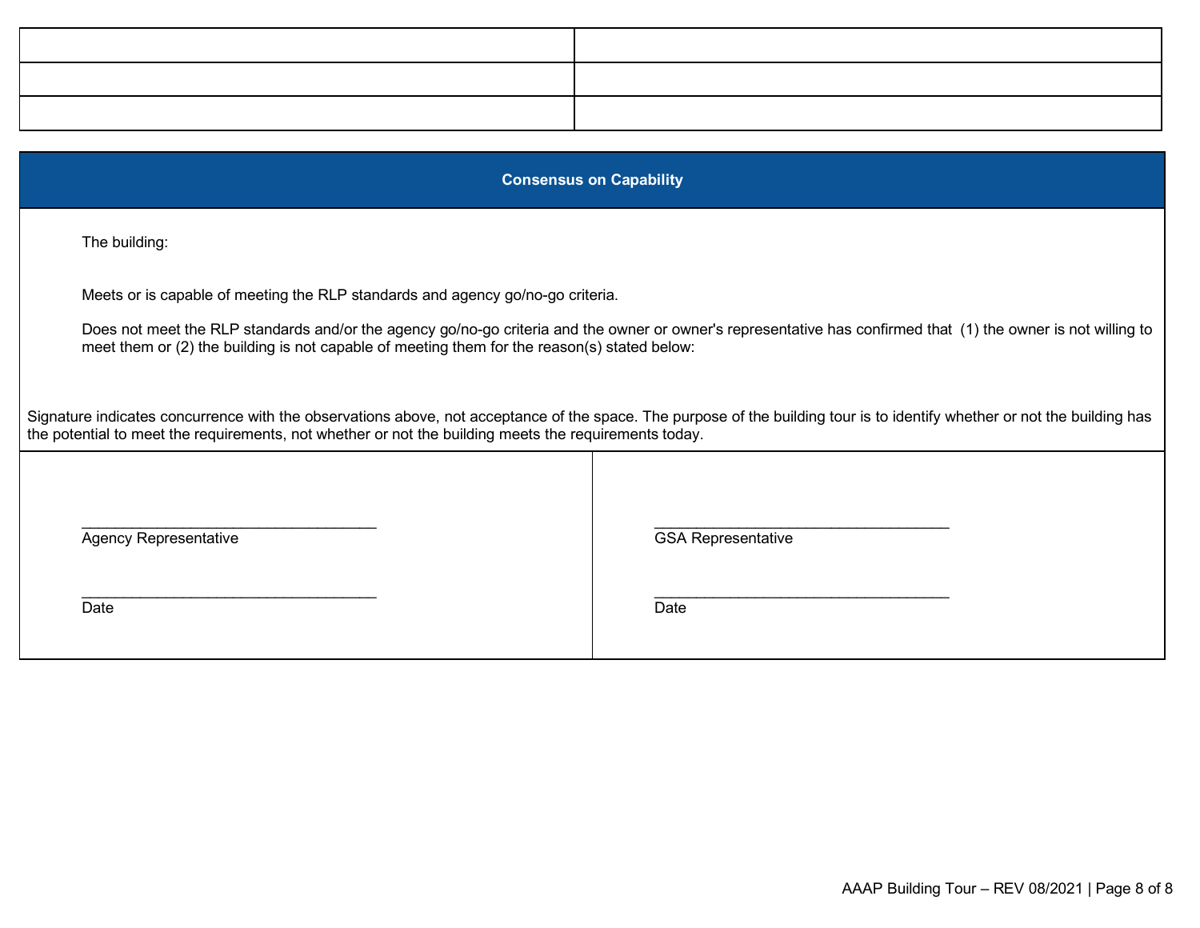| | |
|---|---|
| | |
| | |
| | |

## Consensus on Capability

The building:

Meets or is capable of meeting the RLP standards and agency go/no-go criteria.

Does not meet the RLP standards and/or the agency go/no-go criteria and the owner or owner's representative has confirmed that (1) the owner is not willing to meet them or (2) the building is not capable of meeting them for the reason(s) stated below:

Signature indicates concurrence with the observations above, not acceptance of the space. The purpose of the building tour is to identify whether or not the building has the potential to meet the requirements, not whether or not the building meets the requirements today.

| | |
|---|---|
| ___________________________________<br>Agency Representative | ___________________________________<br>GSA Representative |
| ___________________________________<br>Date | ___________________________________<br>Date |